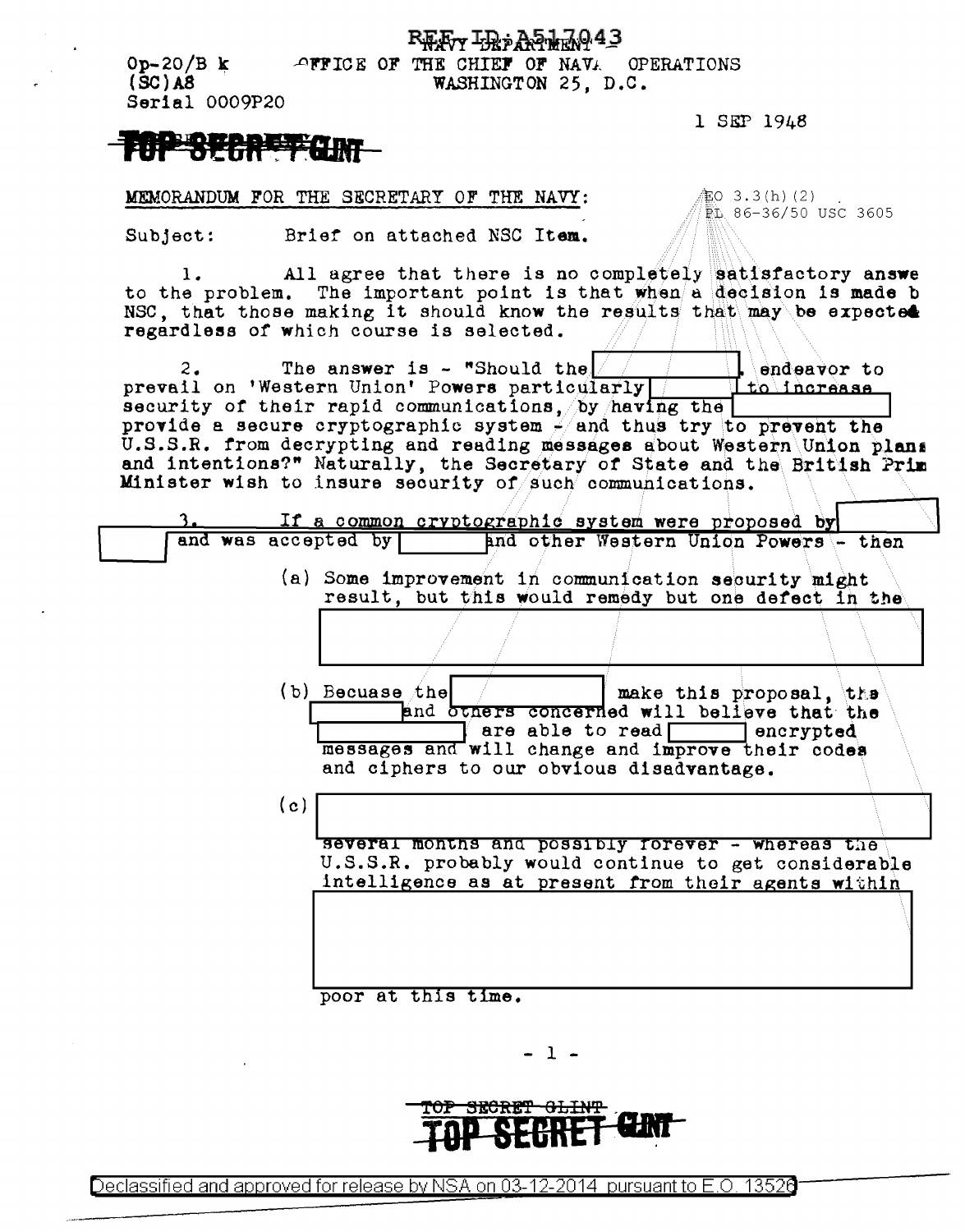REF ID:A517043
NAVY DEPARTMENT

Op-20/B k
(SC)A8
Serial 0009P20

OFFICE OF THE CHIEF OF NAVAL OPERATIONS
WASHINGTON 25, D.C.

1 SEP 1948

TOP SECRET CLINT

MEMORANDUM FOR THE SECRETARY OF THE NAVY:

EO 3.3(h)(2)
PL 86-36/50 USC 3605

Subject: Brief on attached NSC Item.

1. All agree that there is no completely satisfactory answe to the problem. The important point is that when a decision is made b NSC, that those making it should know the results that may be expected regardless of which course is selected.

2. The answer is - "Should the [ ], endeavor to prevail on 'Western Union' Powers particularly [ ] to increase security of their rapid communications, by having the [ ] provide a secure cryptographic system - and thus try to prevent the U.S.S.R. from decrypting and reading messages about Western Union plans and intentions?" Naturally, the Secretary of State and the British Prim Minister wish to insure security of such communications.

3. If a common cryptographic system were proposed by [ ] and was accepted by [ ] and other Western Union Powers - then

(a) Some improvement in communication security might result, but this would remedy but one defect in the [ ]

(b) Becuase the [ ] make this proposal, the [ ] and others concerned will believe that the [ ] are able to read [ ] encrypted messages and will change and improve their codes and ciphers to our obvious disadvantage.

(c) [ ] several months and possibly forever - whereas the U.S.S.R. probably would continue to get considerable intelligence as at present from their agents within [ ] poor at this time.

TOP SECRET CLINT
TOP SECRET CLINT

Declassified and approved for release by NSA on 03-12-2014 pursuant to E.O. 13526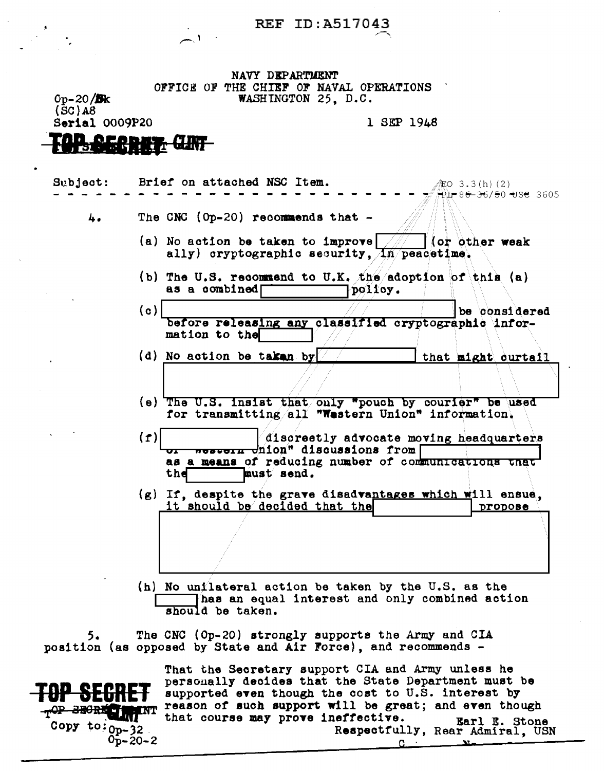REF ID:A517043

NAVY DEPARTMENT
OFFICE OF THE CHIEF OF NAVAL OPERATIONS
WASHINGTON 25, D.C.

Op-20/Bk
(SC)A8
Serial 0009P20

1 SEP 1948

~~TOP SECRET~~ CLINT

Subject: Brief on attached NSC Item.

EO 3.3(h)(2)
~~PL 86-36/50 USC 3605~~

- - - - - - - - - - - - - - - - - - - - - - - - - - - - - - - - - - -

4. The CNC (Op-20) recommends that -

(a) No action be taken to improve [REDACTED] (or other weak ally) cryptographic security, in peacetime.

(b) The U.S. recommend to U.K. the adoption of this (a) as a combined [REDACTED] policy.

(c) [REDACTED] be considered before releasing any classified cryptographic information to the [REDACTED]

(d) No action be taken by [REDACTED] that might curtail [REDACTED]

(e) The U.S. insist that only "pouch by courier" be used for transmitting all "Western Union" information.

(f) [REDACTED] discreetly advocate moving headquarters of "Western Union" discussions from [REDACTED] as a means of reducing number of communications that the [REDACTED] must send.

(g) If, despite the grave disadvantages which will ensue, it should be decided that the [REDACTED] propose [REDACTED]

(h) No unilateral action be taken by the U.S. as the [REDACTED] has an equal interest and only combined action should be taken.

5. The CNC (Op-20) strongly supports the Army and CIA position (as opposed by State and Air Force), and recommends -

That the Secretary support CIA and Army unless he personally decides that the State Department must be supported even though the cost to U.S. interest by reason of such support will be great; and even though that course may prove ineffective.

Respectfully,
Earl E. Stone
Rear Admiral, USN

TOP SECRET
~~TOP SECRET~~ CLINT

Copy to: Op-32
Op-20-2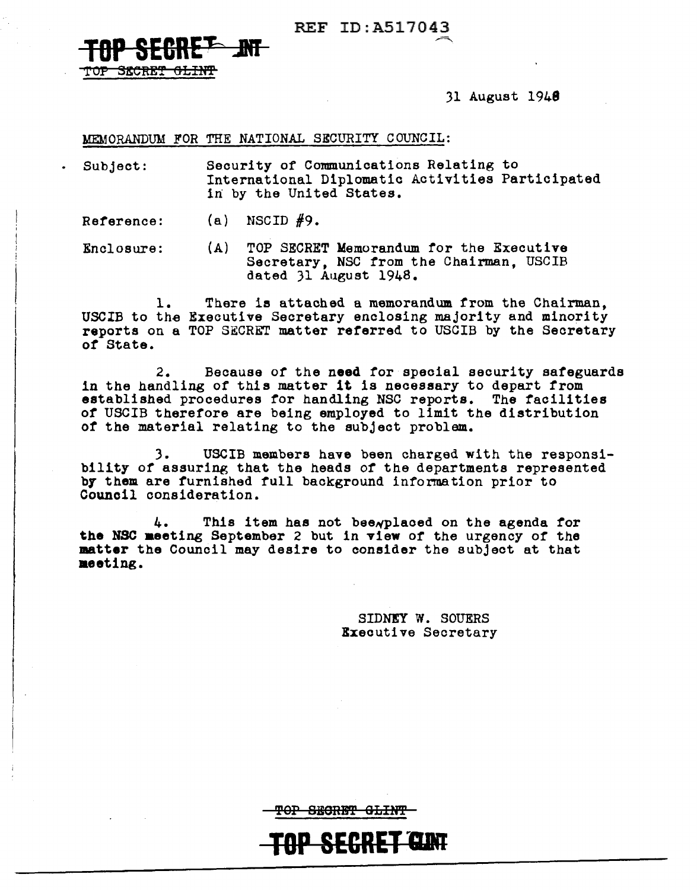REF ID:A517043

**TOP SECRET ~~INT~~**

~~TOP SECRET GLINT~~

31 August 1948

MEMORANDUM FOR THE NATIONAL SECURITY COUNCIL:

Subject: Security of Communications Relating to International Diplomatic Activities Participated in by the United States.

Reference: (a) NSCID #9.

Enclosure: (A) TOP SECRET Memorandum for the Executive Secretary, NSC from the Chairman, USCIB dated 31 August 1948.

1. There is attached a memorandum from the Chairman, USCIB to the Executive Secretary enclosing majority and minority reports on a TOP SECRET matter referred to USCIB by the Secretary of State.

2. Because of the need for special security safeguards in the handling of this matter it is necessary to depart from established procedures for handling NSC reports. The facilities of USCIB therefore are being employed to limit the distribution of the material relating to the subject problem.

3. USCIB members have been charged with the responsibility of assuring that the heads of the departments represented by them are furnished full background information prior to Council consideration.

4. This item has not been placed on the agenda for the NSC meeting September 2 but in view of the urgency of the matter the Council may desire to consider the subject at that meeting.

SIDNEY W. SOUERS
Executive Secretary

~~TOP SECRET GLINT~~

**TOP SECRET GLINT**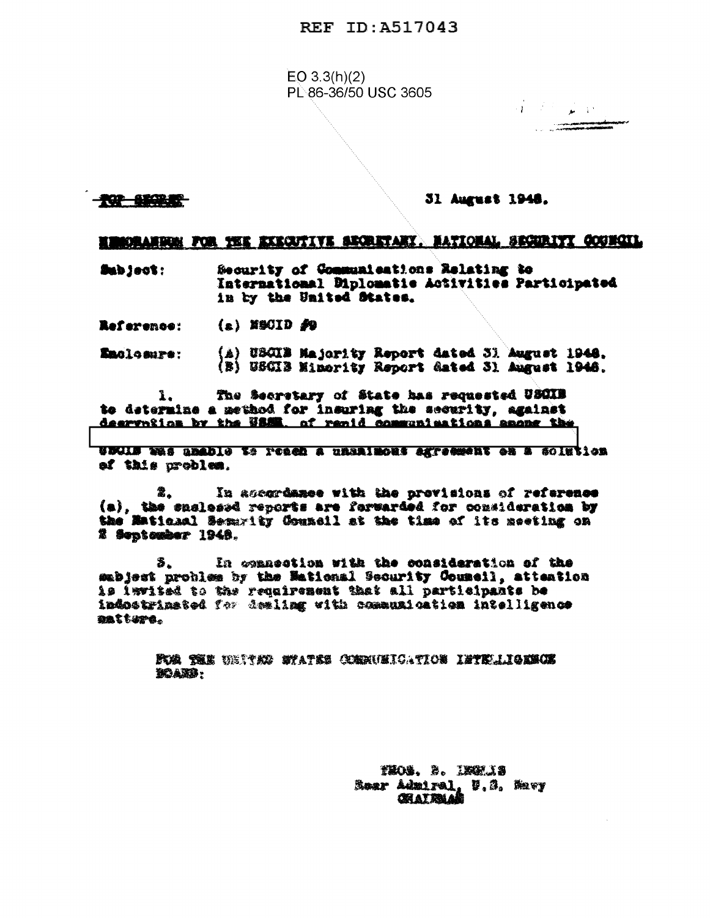REF ID:A517043

EO 3.3(h)(2)
PL 86-36/50 USC 3605

~~TOP SECRET~~

31 August 1948.

MEMORANDUM FOR THE EXECUTIVE SECRETARY, NATIONAL SECURITY COUNCIL

Subject: Security of Communications Relating to International Diplomatic Activities Participated in by the United States.

Reference: (a) NSCID #9

Enclosure: (A) USCIB Majority Report dated 31 August 1948.
(B) USCIB Minority Report dated 31 August 1948.

1. The Secretary of State has requested USCIB to determine a method for insuring the security, against decryption by the USSR, of rapid communications among the [REDACTED] USCIB was unable to reach a unanimous agreement on a solution of this problem.

2. In accordance with the provisions of reference (a), the enclosed reports are forwarded for consideration by the National Security Council at the time of its meeting on 2 September 1948.

3. In connection with the consideration of the subject problem by the National Security Council, attention is invited to the requirement that all participants be indoctrinated for dealing with communication intelligence matters.

FOR THE UNITED STATES COMMUNICATION INTELLIGENCE BOARD:

THOS. B. INGLIS
Rear Admiral, U.S. Navy
CHAIRMAN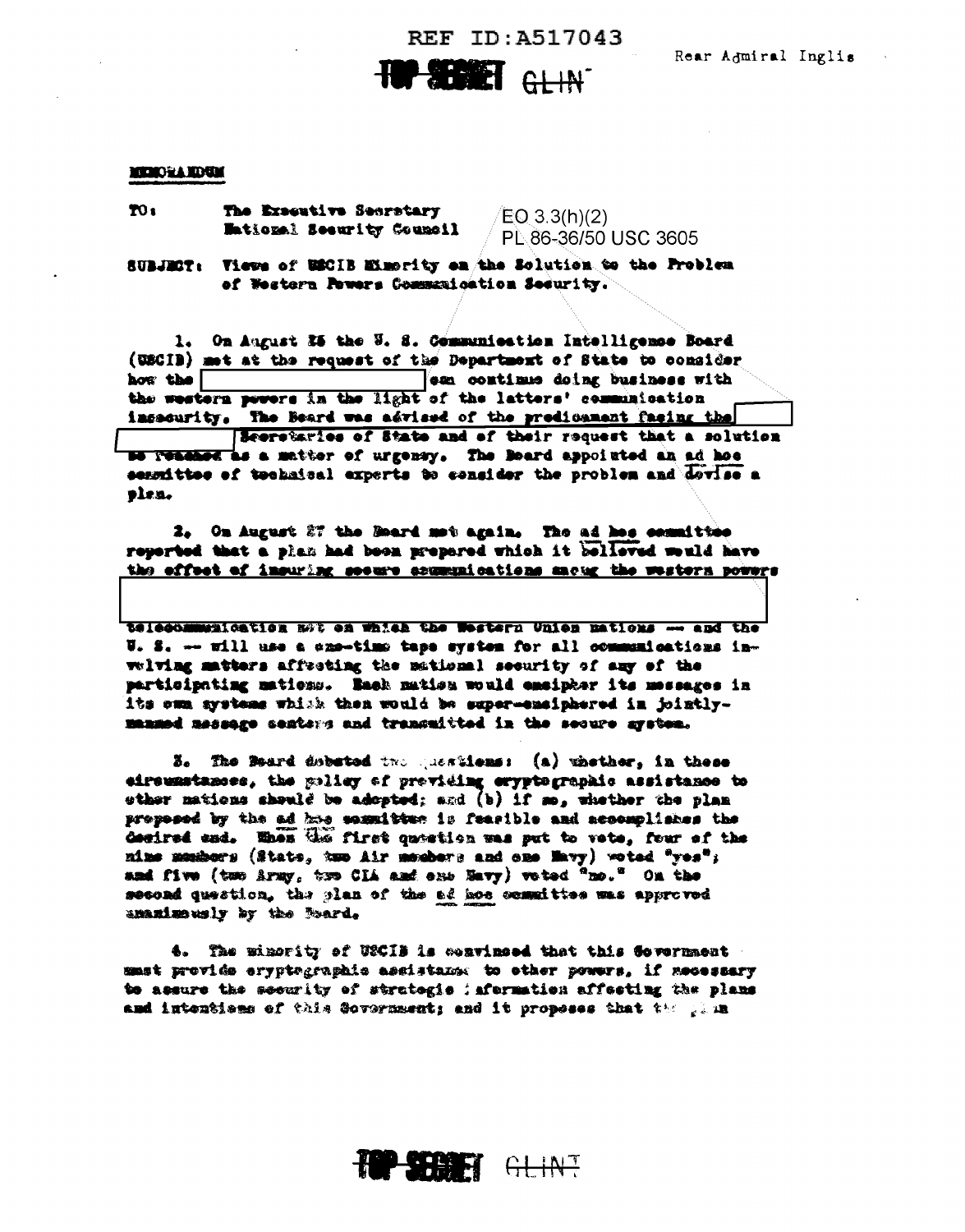REF ID:A517043

TOP SECRET GLINT

Rear Admiral Inglis

**MEMORANDUM**

TO: The Executive Secretary
National Security Council

EO 3.3(h)(2)
PL 86-36/50 USC 3605

SUBJECT: Views of USCIB Minority on the Solution to the Problem of Western Powers Communication Security.

1. On August 26 the U. S. Communication Intelligence Board (USCIB) met at the request of the Department of State to consider how the [redacted] can continue doing business with the western powers in the light of the latters' communication insecurity. The Board was advised of the predicament facing the [redacted] Secretaries of State and of their request that a solution be reached as a matter of urgency. The Board appointed an ad hoc committee of technical experts to consider the problem and devise a plan.

2. On August 27 the Board met again. The ad hoc committee reported that a plan had been prepared which it believed would have the effect of insuring secure communications among the western powers [redacted] telecommunication net on which the Western Union nations — and the U. S. — will use a one-time tape system for all communications involving matters affecting the national security of any of the participating nations. Each nation would encipher its messages in its own systems which then would be super-enciphered in jointly-manned message centers and transmitted in the secure system.

3. The Board debated two questions: (a) whether, in these circumstances, the policy of providing cryptographic assistance to other nations should be adopted; and (b) if so, whether the plan proposed by the ad hoc committee is feasible and accomplishes the desired end. When the first question was put to vote, four of the nine members (State, two Air members and one Navy) voted "yes"; and five (two Army, two CIA and one Navy) voted "no." On the second question, the plan of the ad hoc committee was approved unanimously by the Board.

4. The minority of USCIB is convinced that this Government must provide cryptographic assistance to other powers, if necessary to assure the security of strategic information affecting the plans and intentions of this Government; and it proposes that the plan

TOP SECRET GLINT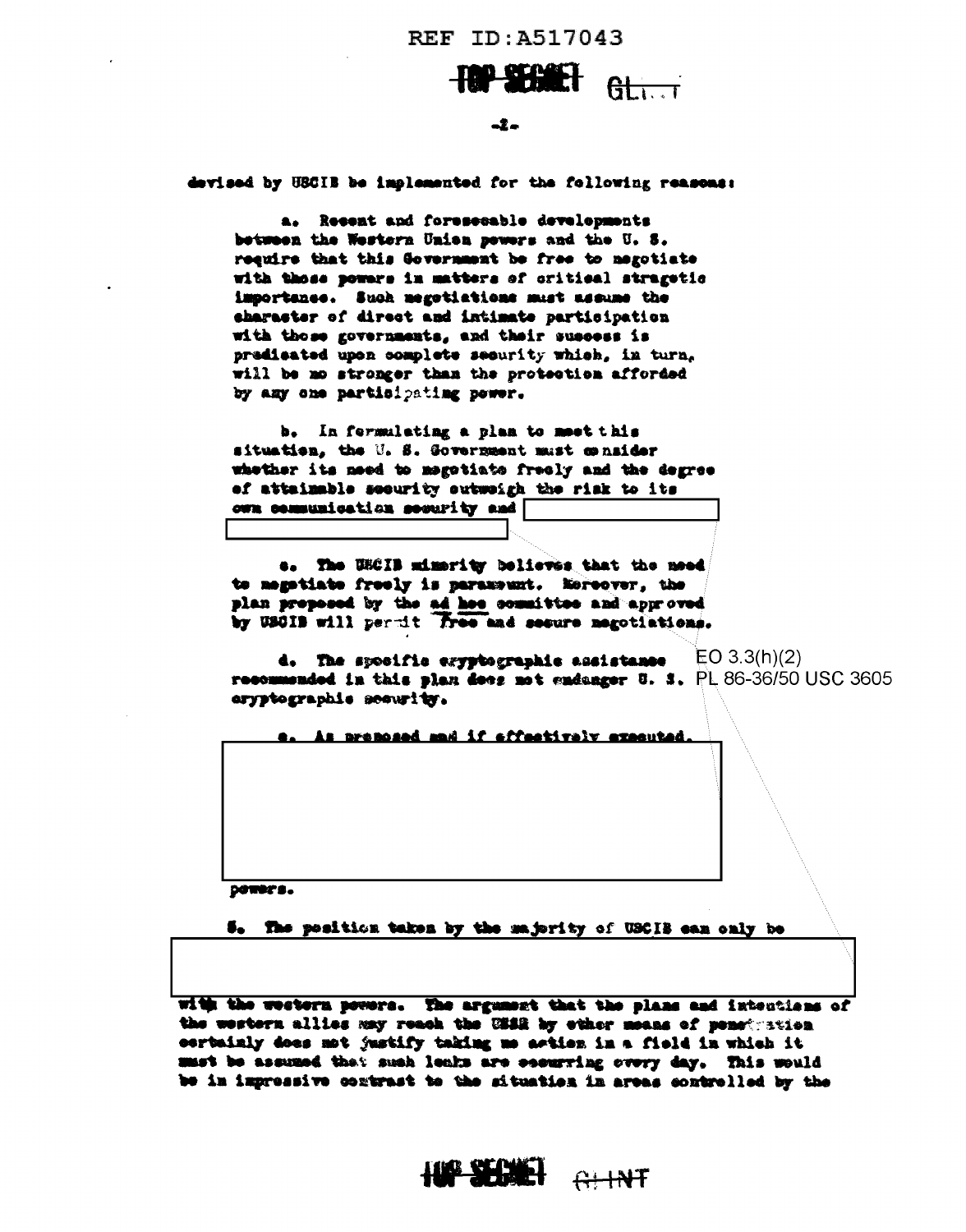devised by USCIB be implemented for the following reasons:

a. Recent and foreseeable developments between the Western Union powers and the U. S. require that this Government be free to negotiate with those powers in matters of critical stragetic importance. Such negotiations must assume the character of direct and intimate participation with those governments, and their success is predicated upon complete security which, in turn, will be no stronger than the protection afforded by any one participating power.

b. In formulating a plan to meet this situation, the U. S. Government must consider whether its need to negotiate freely and the degree of attainable security outweigh the risk to its own communication security and

c. The USCIB minority believes that the need to negotiate freely is paramount. Moreover, the plan proposed by the ad hoc committee and approved by USCIB will permit free and secure negotiations.

d. The specific cryptographic assistance recommended in this plan does not endanger U. S. cryptographic security.

EO 3.3(h)(2)
PL 86-36/50 USC 3605

e. As proposed and if effectively executed,

powers.

5. The position taken by the majority of USCIB can only be

with the western powers. The argument that the plans and intentions of the western allies may reach the USSR by other means of penetration certainly does not justify taking no action in a field in which it must be assumed that such leaks are occurring every day. This would be in impressive contrast to the situation in areas controlled by the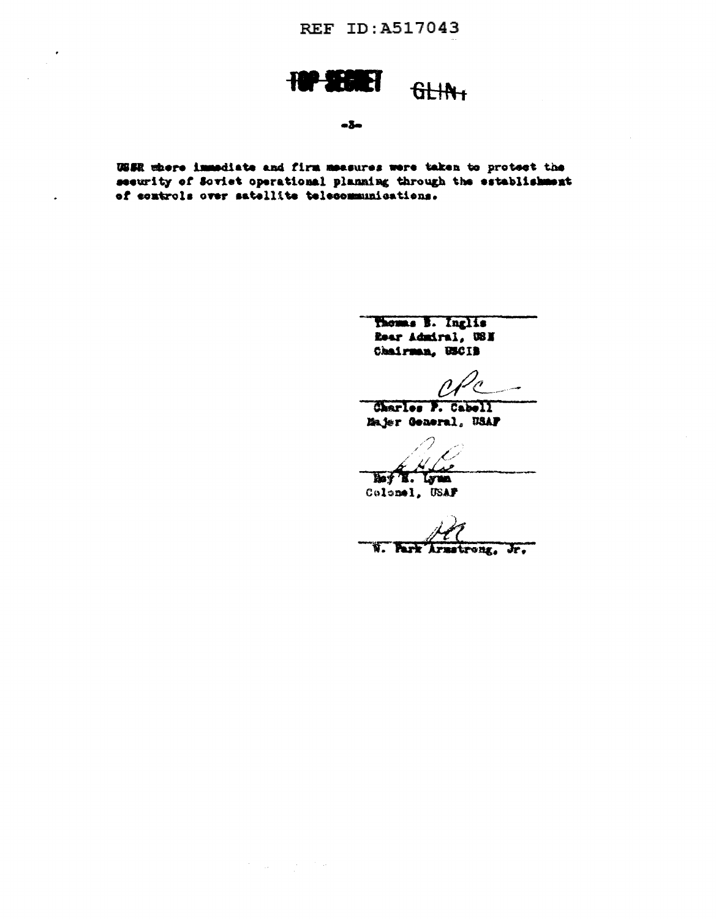**TOP SECRET** ~~GLINT~~

USSR where immediate and firm measures were taken to protect the security of Soviet operational planning through the establishment of controls over satellite telecommunications.

Thomas B. Inglis
Rear Admiral, USN
Chairman, USCIB

Charles P. Cabell
Major General, USAF

Roy H. Lynn
Colonel, USAF

W. Park Armstrong, Jr.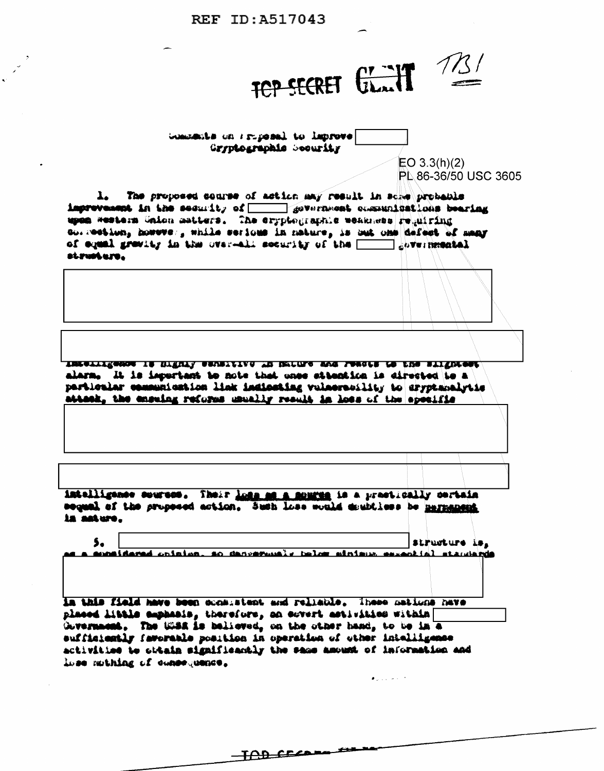REF ID:A517043

TOP SECRET

Comments on Proposal to Improve [ ] Cryptographic Security

EO 3.3(h)(2)
PL 86-36/50 USC 3605

1. The proposed course of action may result in some probable improvement in the security of [ ] government communications bearing upon Western Union matters. The cryptographic weakness requiring correction, however, while serious in nature, is but one defect of many of equal gravity in the over-all security of the [ ] governmental structure.

[ ]

[ ]

intelligence is highly sensitive in nature and reacts to the slightest alarm. It is important to note that once attention is directed to a particular communication link indicating vulnerability to cryptanalytic attack, the ensuing reforms usually result in loss of the specific

[ ]

[ ]

intelligence sources. Their loss as a source is a practically certain sequel of the proposed action. Such loss would doubtless be permanent in nature.

5. [ ] structure is, as a considered opinion, so dangerously below minimum essential standards

[ ]

in this field have been consistent and reliable. These nations have placed little emphasis, therefore, on covert activities within [ ] Government. The USSR is believed, on the other hand, to be in a sufficiently favorable position in operation of other intelligence activities to obtain significantly the same amount of information and lose nothing of consequence.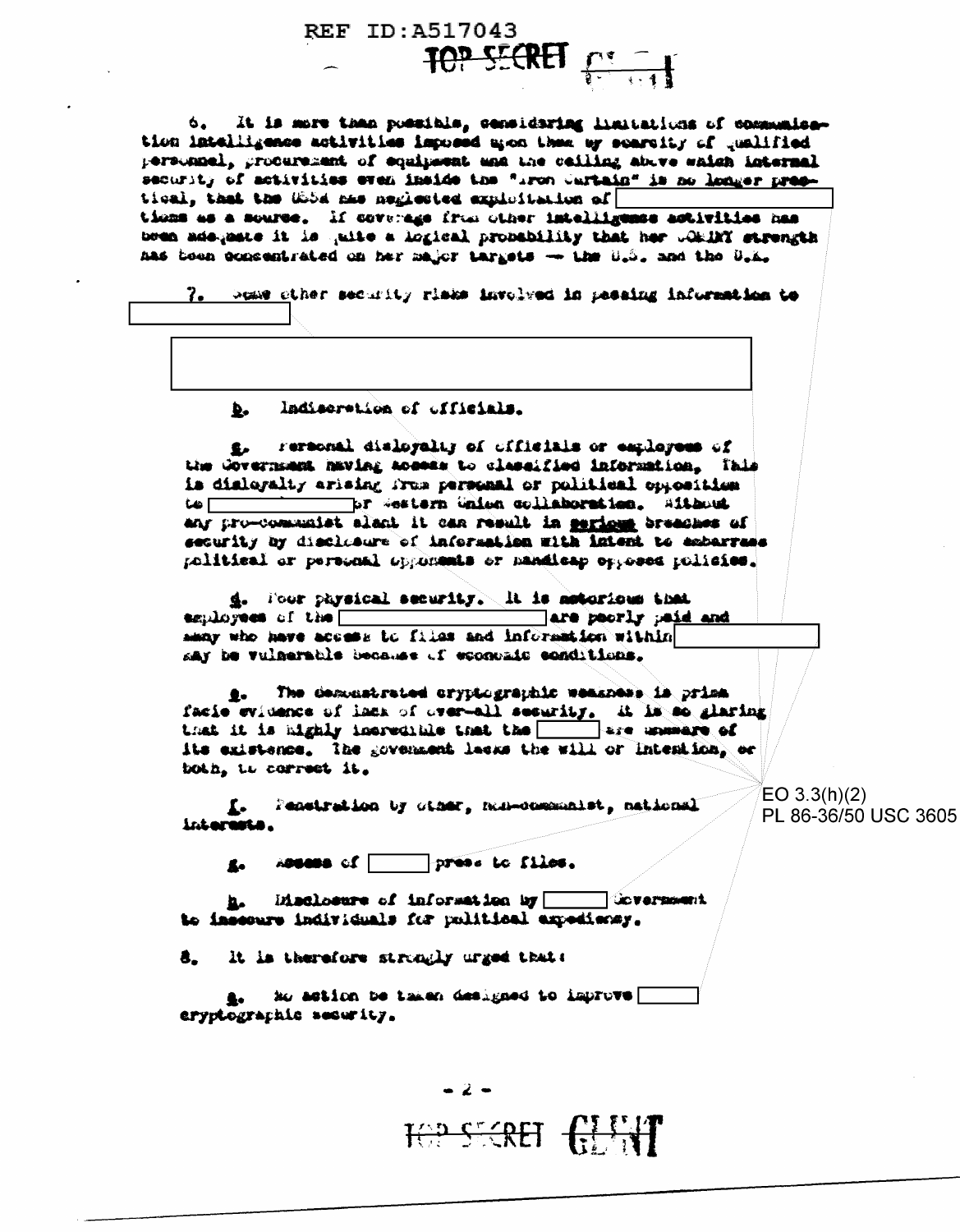REF ID:A517043

TOP SECRET

6. It is more than possible, considering limitations of communication intelligence activities imposed upon them by scarcity of qualified personnel, procurement of equipment and the ceiling above which internal security of activities even inside the "Iron Curtain" is no longer practical, that the USSR has neglected exploitation of [redacted] tions as a source. If coverage from other intelligence activities has been adequate it is quite a logical probability that her COMINT strength has been concentrated on her major targets — the U.S. and the U.K.

7. Some other security risks involved in passing information to [redacted]

[redacted]

b. Indiscretion of officials.

c. Personal disloyalty of officials or employees of the Government having access to classified information. This is disloyalty arising from personal or political opposition to [redacted] or Western Union collaboration. Without any pro-communist slant it can result in serious breaches of security by disclosure of information with intent to embarrass political or personal opponents or handicap opposed policies.

d. Poor physical security. It is notorious that employees of the [redacted] are poorly paid and many who have access to files and information within [redacted] may be vulnerable because of economic conditions.

e. The demonstrated cryptographic weakness is prima facie evidence of lack of over-all security. It is so glaring that it is highly incredible that the [redacted] are unaware of its existence. The government lacks the will or intention, or both, to correct it.

f. Penetration by other, non-communist, national interests.

g. Access of [redacted] press to files.

h. Disclosure of information by [redacted] Government to insecure individuals for political expediency.

EO 3.3(h)(2)
PL 86-36/50 USC 3605

8. It is therefore strongly urged that:

a. No action be taken designed to improve [redacted] cryptographic security.

TOP SECRET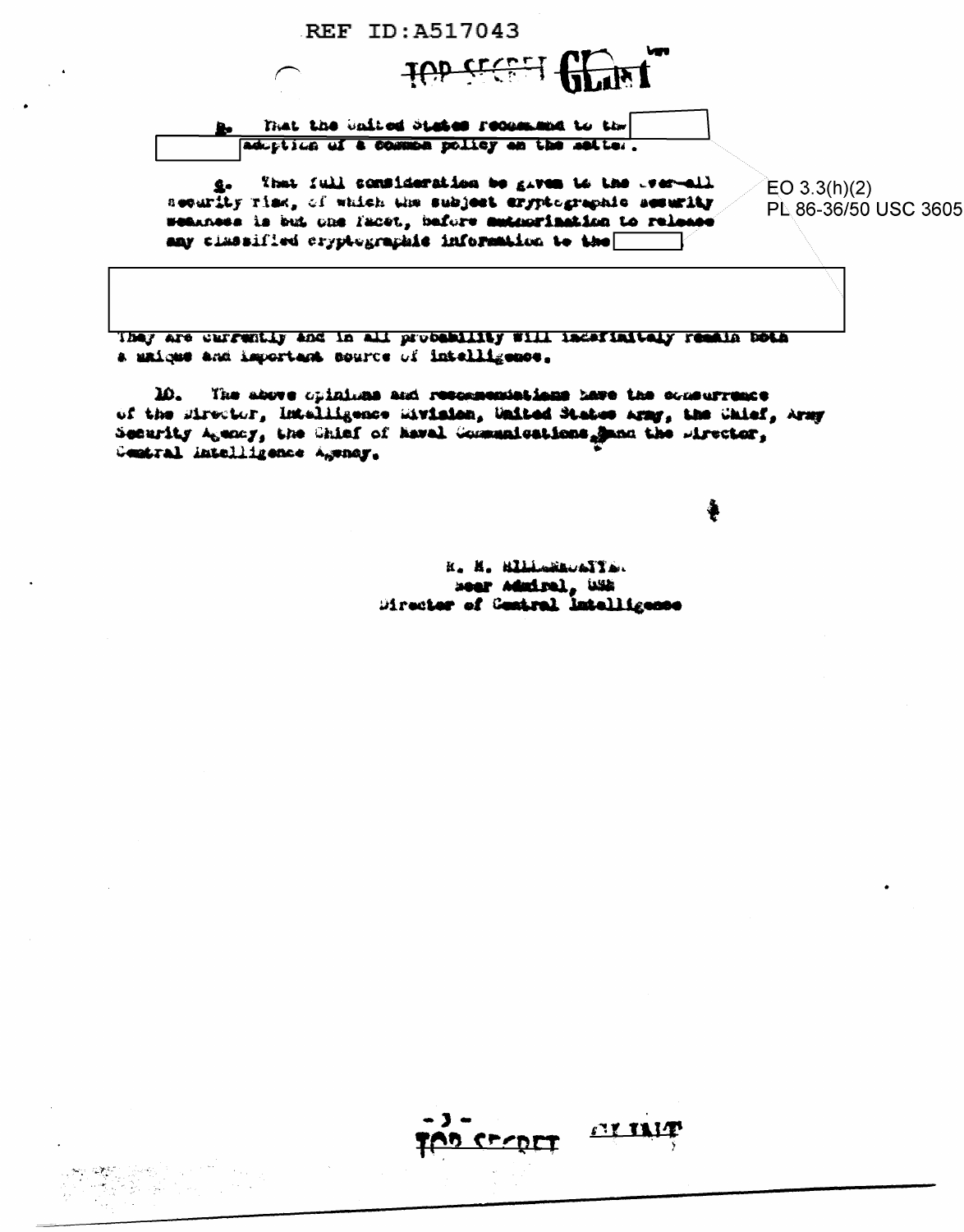TOP SECRET GLINT

b. That the United States recommend to the [redacted] adoption of a common policy on the matter.

c. That full consideration be given to the over-all security risk, of which the subject cryptographic security weakness is but one facet, before authorization to release any classified cryptographic information to the [redacted]

EO 3.3(h)(2)
PL 86-36/50 USC 3605

[redacted]

They are currently and in all probability will indefinitely remain both a unique and important source of intelligence.

10. The above opinions and recommendations have the concurrence of the Director, Intelligence Division, United States Army, the Chief, Army Security Agency, the Chief of Naval Communications, and the Director, Central Intelligence Agency.

R. H. HILLENKOETTER
Rear Admiral, USN
Director of Central Intelligence

TOP SECRET GLINT